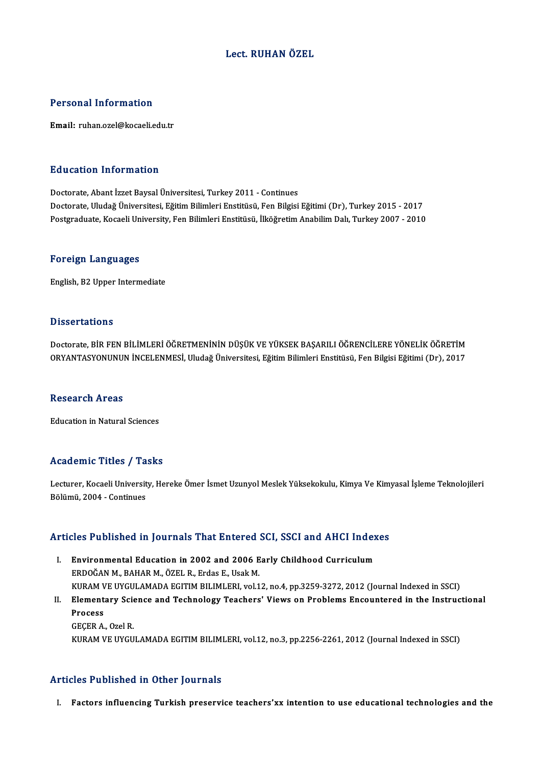# Lect. RUHAN ÖZEL

## Personal Information

**Email:** ruhan.ozel@kocaeli.edu.tr

## Education Information

Doctorate, Abant İzzet Baysal Üniversitesi, Turkey 2011 - Continues
Doctorate, Uludağ Üniversitesi, Eğitim Bilimleri Enstitüsü, Fen Bilgisi Eğitimi (Dr), Turkey 2015 - 2017
Postgraduate, Kocaeli University, Fen Bilimleri Enstitüsü, İlköğretim Anabilim Dalı, Turkey 2007 - 2010

## Foreign Languages

English, B2 Upper Intermediate

## Dissertations

Doctorate, BİR FEN BİLİMLERİ ÖĞRETMENİNİN DÜŞÜK VE YÜKSEK BAŞARILI ÖĞRENCİLERE YÖNELİK ÖĞRETİM ORYANTASYONUNUN İNCELENMESİ, Uludağ Üniversitesi, Eğitim Bilimleri Enstitüsü, Fen Bilgisi Eğitimi (Dr), 2017

## Research Areas

Education in Natural Sciences

## Academic Titles / Tasks

Lecturer, Kocaeli University, Hereke Ömer İsmet Uzunyol Meslek Yüksekokulu, Kimya Ve Kimyasal İşleme Teknolojileri Bölümü, 2004 - Continues

## Articles Published in Journals That Entered SCI, SSCI and AHCI Indexes

I. **Environmental Education in 2002 and 2006 Early Childhood Curriculum**
ERDOĞAN M., BAHAR M., ÖZEL R., Erdas E., Usak M.
KURAM VE UYGULAMADA EGITIM BILIMLERI, vol.12, no.4, pp.3259-3272, 2012 (Journal Indexed in SSCI)

II. **Elementary Science and Technology Teachers' Views on Problems Encountered in the Instructional Process**
GEÇER A., Ozel R.
KURAM VE UYGULAMADA EGITIM BILIMLERI, vol.12, no.3, pp.2256-2261, 2012 (Journal Indexed in SSCI)

## Articles Published in Other Journals

I. **Factors influencing Turkish preservice teachers'xx intention to use educational technologies and the**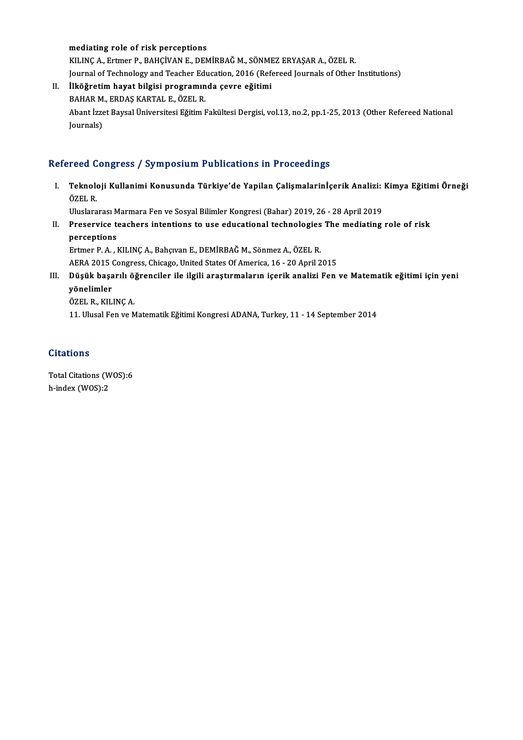mediating role of risk perceptions
KILINÇ A., Ertmer P., BAHÇİVAN E., DEMİRBAĞ M., SÖNMEZ ERYAŞAR A., ÖZEL R.
Journal of Technology and Teacher Education, 2016 (Refereed Journals of Other Institutions)

II. **İlköğretim hayat bilgisi programında çevre eğitimi**
BAHAR M., ERDAŞ KARTAL E., ÖZEL R.
Abant İzzet Baysal Üniversitesi Eğitim Fakültesi Dergisi, vol.13, no.2, pp.1-25, 2013 (Other Refereed National Journals)

## Refereed Congress / Symposium Publications in Proceedings

I. **Teknoloji Kullanimi Konusunda Türkiye'de Yapilan ÇalişmalarinİÇerik Analizi: Kimya Eğitimi Örneği**
ÖZEL R.
Uluslararası Marmara Fen ve Sosyal Bilimler Kongresi (Bahar) 2019, 26 - 28 April 2019

II. **Preservice teachers intentions to use educational technologies The mediating role of risk perceptions**
Ertmer P. A. , KILINÇ A., Bahçıvan E., DEMİRBAĞ M., Sönmez A., ÖZEL R.
AERA 2015 Congress, Chicago, United States Of America, 16 - 20 April 2015

III. **Düşük başarılı öğrenciler ile ilgili araştırmaların içerik analizi Fen ve Matematik eğitimi için yeni yönelimler**
ÖZEL R., KILINÇ A.
11. Ulusal Fen ve Matematik Eğitimi Kongresi ADANA, Turkey, 11 - 14 September 2014

## Citations

Total Citations (WOS):6
h-index (WOS):2